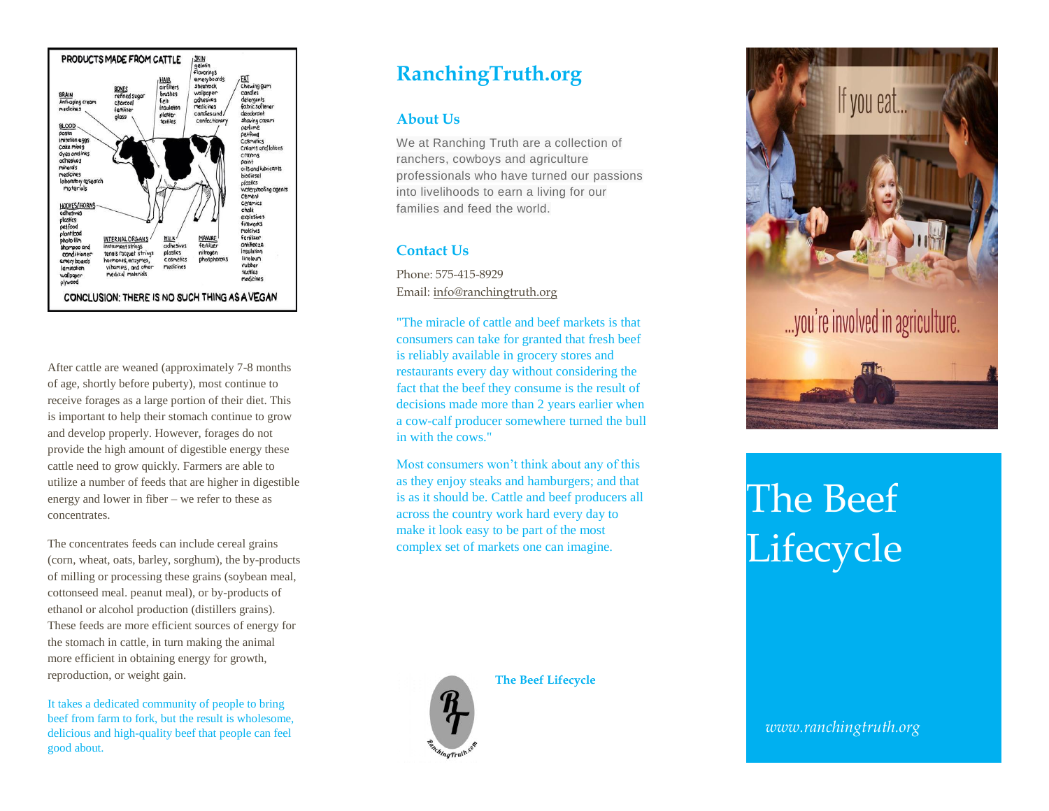PRODUCTS MADE FROM CATTLE

**SKIN**
gelatin
flavorings
emery boards
sheetrock
wallpaper
adhesives
medicines
candies and confectionary

**HAIR**
air filters
brushes
felt
insulation
plaster
textiles

**BONES**
refined sugar
charcoal
fertilizer
glass

**BRAIN**
Anti-aging cream
medicines

**FAT**
Chewing gum
candles
detergents
fabric softener
deodorant
shaving cream
perfume
pet food
Cosmetics
Creams and lotions
crayons
paint
oils and lubricants
biodiesel
plastics
waterproofing agents
cement
ceramics
chalk
explosives
fireworks
matches
fertilizer
antifreeze
insulation
linoleum
rubber
textiles
medicines

**BLOOD**
pasta
imitation eggs
cake mixes
dyes and inks
adhesives
minerals
medicines
laboratory research materials

**HOOVES/HORNS**
adhesives
plastics
pet food
plant food
photo film
shampoo and conditioner
emery boards
lamination
wallpaper
plywood

**INTERNAL ORGANS**
instrument strings
tennis racquet strings
hormones, enzymes, vitamins, and other medical materials

**MILK**
adhesives
plastics
cosmetics
medicines

**MANURE**
fertilizer
nitrogen
phosphorous

CONCLUSION: THERE IS NO SUCH THING AS A VEGAN

After cattle are weaned (approximately 7-8 months of age, shortly before puberty), most continue to receive forages as a large portion of their diet. This is important to help their stomach continue to grow and develop properly. However, forages do not provide the high amount of digestible energy these cattle need to grow quickly. Farmers are able to utilize a number of feeds that are higher in digestible energy and lower in fiber – we refer to these as concentrates.

The concentrates feeds can include cereal grains (corn, wheat, oats, barley, sorghum), the by-products of milling or processing these grains (soybean meal, cottonseed meal. peanut meal), or by-products of ethanol or alcohol production (distillers grains). These feeds are more efficient sources of energy for the stomach in cattle, in turn making the animal more efficient in obtaining energy for growth, reproduction, or weight gain.

It takes a dedicated community of people to bring beef from farm to fork, but the result is wholesome, delicious and high-quality beef that people can feel good about.

# RanchingTruth.org

## About Us

We at Ranching Truth are a collection of ranchers, cowboys and agriculture professionals who have turned our passions into livelihoods to earn a living for our families and feed the world.

## Contact Us

Phone: 575-415-8929
Email: info@ranchingtruth.org

"The miracle of cattle and beef markets is that consumers can take for granted that fresh beef is reliably available in grocery stores and restaurants every day without considering the fact that the beef they consume is the result of decisions made more than 2 years earlier when a cow-calf producer somewhere turned the bull in with the cows."

Most consumers won't think about any of this as they enjoy steaks and hamburgers; and that is as it should be. Cattle and beef producers all across the country work hard every day to make it look easy to be part of the most complex set of markets one can imagine.

**The Beef Lifecycle**

If you eat... ...you're involved in agriculture.

# The Beef Lifecycle

*www.ranchingtruth.org*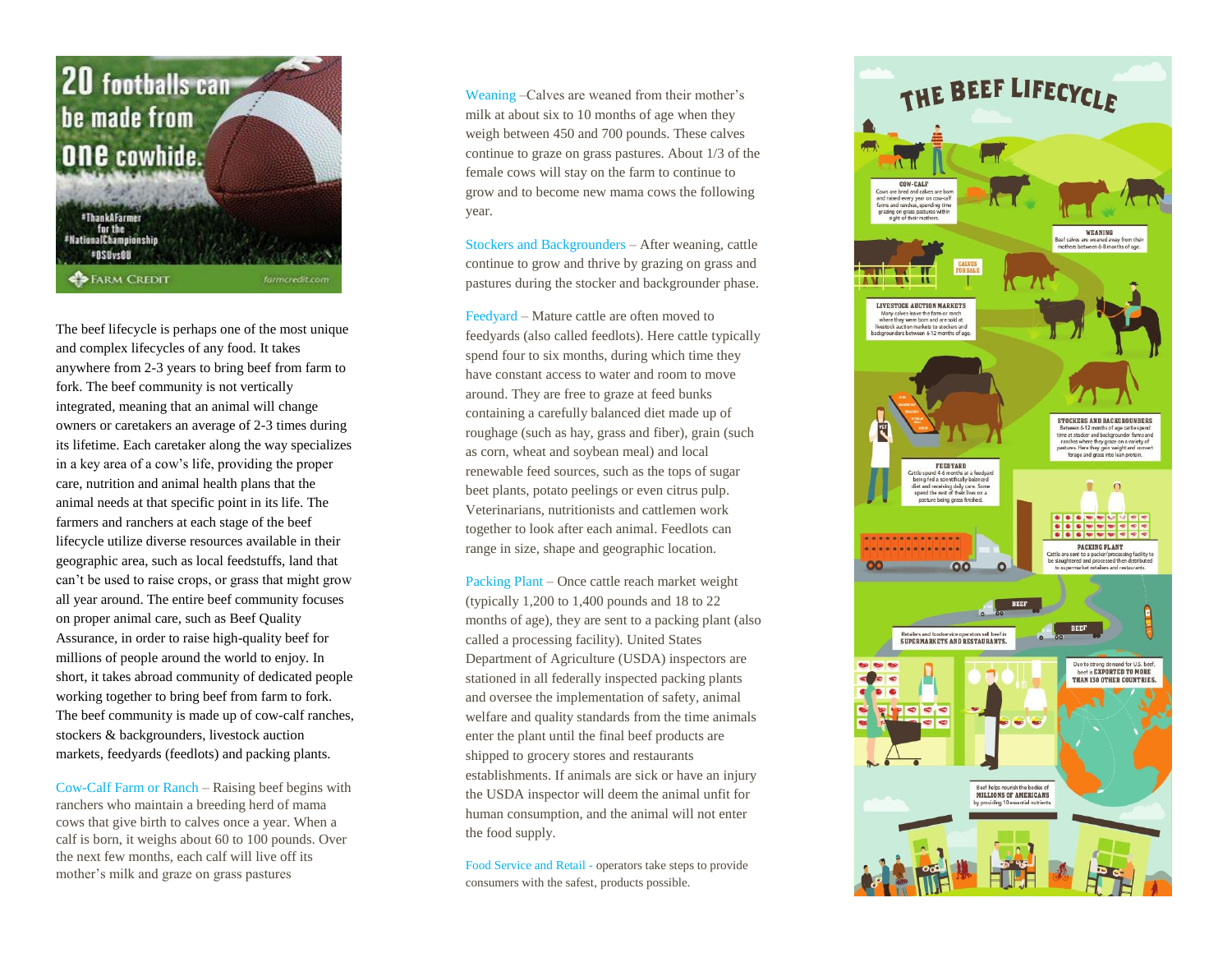20 footballs can be made from one cowhide.

#ThankAFarmer for the #NationalChampionship #OSUvsOU

FARM CREDIT farmcredit.com

The beef lifecycle is perhaps one of the most unique and complex lifecycles of any food. It takes anywhere from 2-3 years to bring beef from farm to fork. The beef community is not vertically integrated, meaning that an animal will change owners or caretakers an average of 2-3 times during its lifetime. Each caretaker along the way specializes in a key area of a cow's life, providing the proper care, nutrition and animal health plans that the animal needs at that specific point in its life. The farmers and ranchers at each stage of the beef lifecycle utilize diverse resources available in their geographic area, such as local feedstuffs, land that can't be used to raise crops, or grass that might grow all year around. The entire beef community focuses on proper animal care, such as Beef Quality Assurance, in order to raise high-quality beef for millions of people around the world to enjoy. In short, it takes abroad community of dedicated people working together to bring beef from farm to fork. The beef community is made up of cow-calf ranches, stockers & backgrounders, livestock auction markets, feedyards (feedlots) and packing plants.

Cow-Calf Farm or Ranch – Raising beef begins with ranchers who maintain a breeding herd of mama cows that give birth to calves once a year. When a calf is born, it weighs about 60 to 100 pounds. Over the next few months, each calf will live off its mother's milk and graze on grass pastures

Weaning –Calves are weaned from their mother's milk at about six to 10 months of age when they weigh between 450 and 700 pounds. These calves continue to graze on grass pastures. About 1/3 of the female cows will stay on the farm to continue to grow and to become new mama cows the following year.

Stockers and Backgrounders – After weaning, cattle continue to grow and thrive by grazing on grass and pastures during the stocker and backgrounder phase.

Feedyard – Mature cattle are often moved to feedyards (also called feedlots). Here cattle typically spend four to six months, during which time they have constant access to water and room to move around. They are free to graze at feed bunks containing a carefully balanced diet made up of roughage (such as hay, grass and fiber), grain (such as corn, wheat and soybean meal) and local renewable feed sources, such as the tops of sugar beet plants, potato peelings or even citrus pulp. Veterinarians, nutritionists and cattlemen work together to look after each animal. Feedlots can range in size, shape and geographic location.

Packing Plant – Once cattle reach market weight (typically 1,200 to 1,400 pounds and 18 to 22 months of age), they are sent to a packing plant (also called a processing facility). United States Department of Agriculture (USDA) inspectors are stationed in all federally inspected packing plants and oversee the implementation of safety, animal welfare and quality standards from the time animals enter the plant until the final beef products are shipped to grocery stores and restaurants establishments. If animals are sick or have an injury the USDA inspector will deem the animal unfit for human consumption, and the animal will not enter the food supply.

Food Service and Retail - operators take steps to provide consumers with the safest, products possible.

THE BEEF LIFECYCLE

COW-CALF
Cows are bred and calves are born and raised every year on cow-calf farms and ranches, spending time grazing on grass pastures within sight of their mothers.

WEANING
Beef calves are weaned away from their mothers between 6-8 months of age.

CALVES FOR SALE

LIVESTOCK AUCTION MARKETS
Many calves leave the farm or ranch where they were born and are sold at livestock auction markets to stockers and backgrounders between 6-12 months of age.

STOCKERS AND BACKGROUNDERS
Between 6-12 months of age cattle spend time at stocker and backgrounder farms and ranches where they graze on a variety of pastures. Here they gain weight and convert forage and grass into lean protein.

FEEDYARD
Cattle spend 4-6 months at a feedyard being fed a scientifically-balanced diet and receiving daily care. Some spend the rest of their lives on a pasture being grass finished.

PACKING PLANT
Cattle are sent to a packer/processing facility to be slaughtered and processed then distributed to supermarket retailers and restaurants.

BEEF

Retailers and foodservice operators sell beef in SUPERMARKETS AND RESTAURANTS.

Due to strong demand for U.S. beef, beef is EXPORTED TO MORE THAN 130 OTHER COUNTRIES.

Beef helps nourish the bodies of MILLIONS OF AMERICANS by providing 10 essential nutrients.